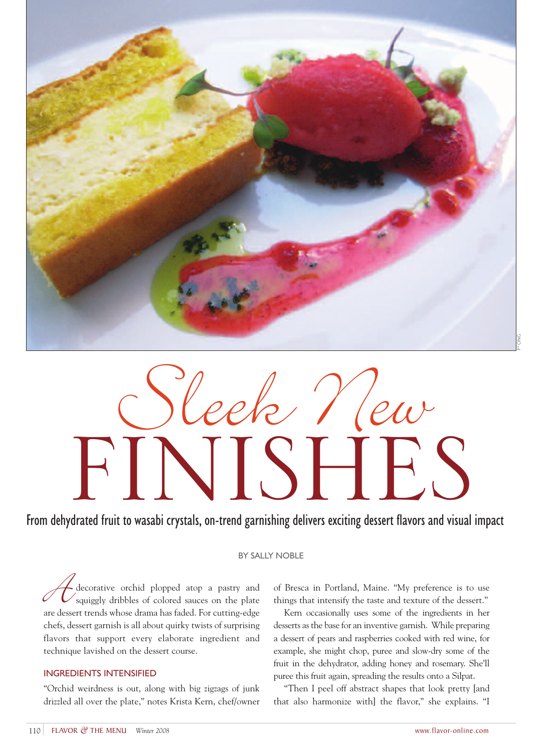# Sleek New FINISHES

From dehydrated fruit to wasabi crystals, on-trend garnishing delivers exciting dessert flavors and visual impact

BY SALLY NOBLE

A decorative orchid plopped atop a pastry and squiggly dribbles of colored sauces on the plate are dessert trends whose drama has faded. For cutting-edge chefs, dessert garnish is all about quirky twists of surprising flavors that support every elaborate ingredient and technique lavished on the dessert course.

## INGREDIENTS INTENSIFIED

"Orchid weirdness is out, along with big zigzags of junk drizzled all over the plate," notes Krista Kern, chef/owner of Bresca in Portland, Maine. "My preference is to use things that intensify the taste and texture of the dessert."

Kern occasionally uses some of the ingredients in her desserts as the base for an inventive garnish. While preparing a dessert of pears and raspberries cooked with red wine, for example, she might chop, puree and slow-dry some of the fruit in the dehydrator, adding honey and rosemary. She'll puree this fruit again, spreading the results onto a Silpat.

"Then I peel off abstract shapes that look pretty [and that also harmonize with] the flavor," she explains. "I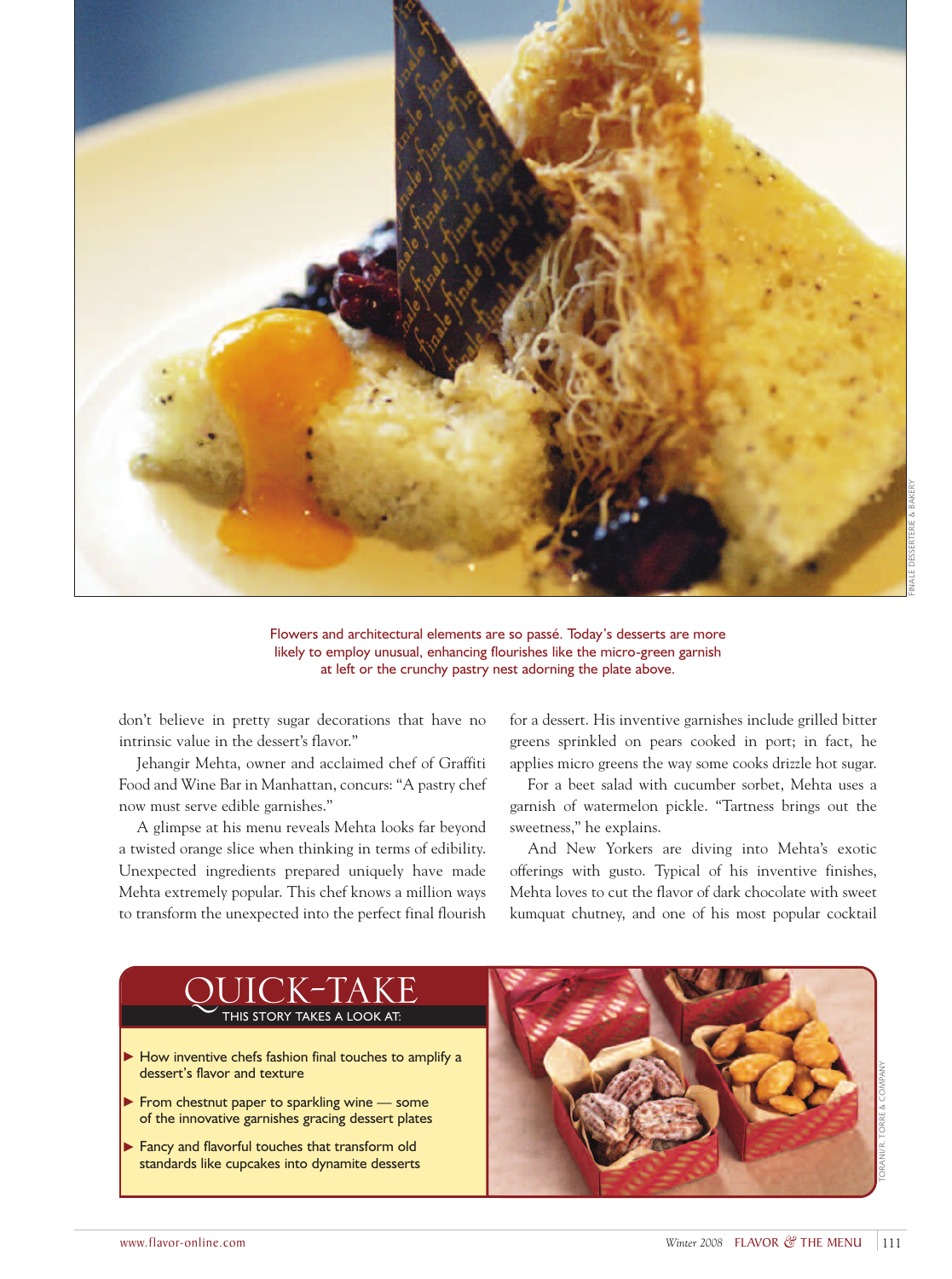Flowers and architectural elements are so passé. Today's desserts are more likely to employ unusual, enhancing flourishes like the micro-green garnish at left or the crunchy pastry nest adorning the plate above.

don't believe in pretty sugar decorations that have no intrinsic value in the dessert's flavor."

Jehangir Mehta, owner and acclaimed chef of Graffiti Food and Wine Bar in Manhattan, concurs: "A pastry chef now must serve edible garnishes."

A glimpse at his menu reveals Mehta looks far beyond a twisted orange slice when thinking in terms of edibility. Unexpected ingredients prepared uniquely have made Mehta extremely popular. This chef knows a million ways to transform the unexpected into the perfect final flourish for a dessert. His inventive garnishes include grilled bitter greens sprinkled on pears cooked in port; in fact, he applies micro greens the way some cooks drizzle hot sugar.

For a beet salad with cucumber sorbet, Mehta uses a garnish of watermelon pickle. "Tartness brings out the sweetness," he explains.

And New Yorkers are diving into Mehta's exotic offerings with gusto. Typical of his inventive finishes, Mehta loves to cut the flavor of dark chocolate with sweet kumquat chutney, and one of his most popular cocktail

## QUICK-TAKE

THIS STORY TAKES A LOOK AT:

- How inventive chefs fashion final touches to amplify a dessert's flavor and texture
- From chestnut paper to sparkling wine — some of the innovative garnishes gracing dessert plates
- Fancy and flavorful touches that transform old standards like cupcakes into dynamite desserts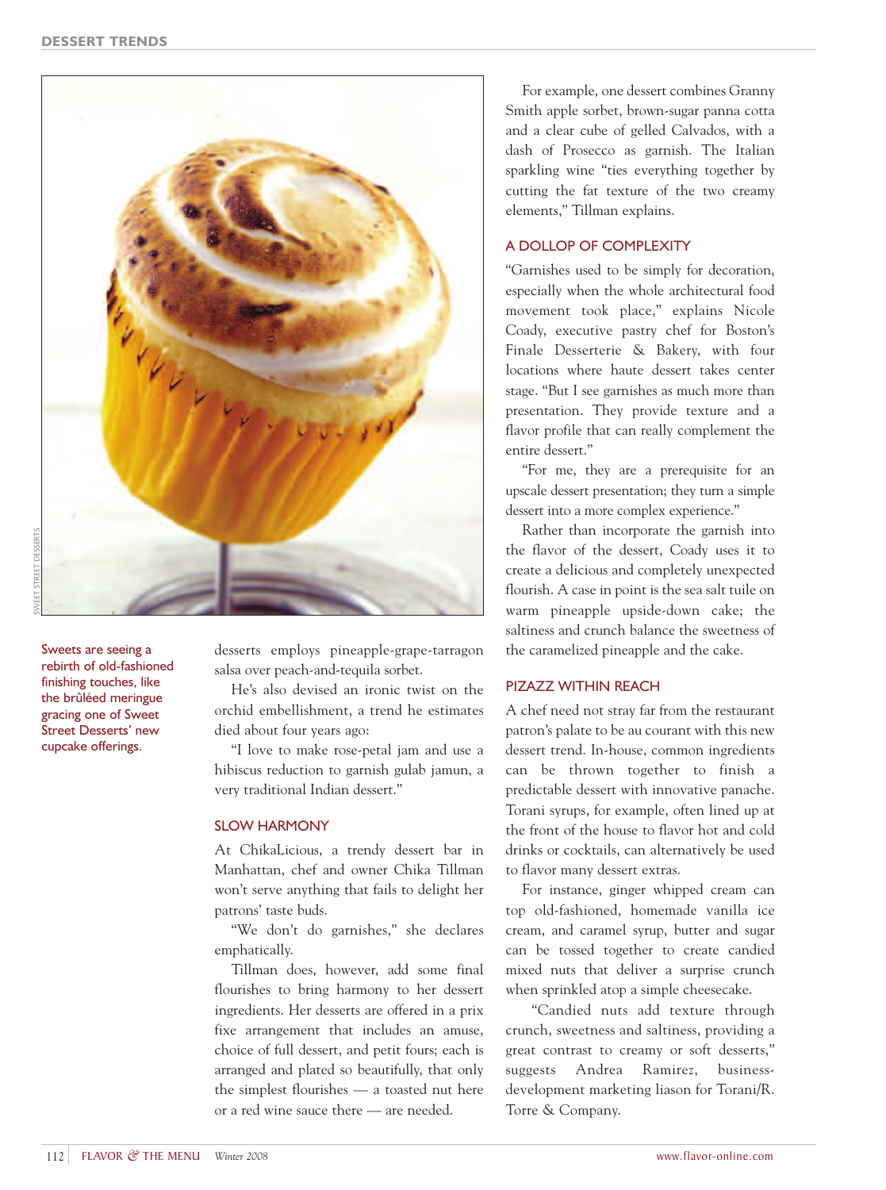Sweets are seeing a rebirth of old-fashioned finishing touches, like the brûléed meringue gracing one of Sweet Street Desserts' new cupcake offerings.

desserts employs pineapple-grape-tarragon salsa over peach-and-tequila sorbet.

He's also devised an ironic twist on the orchid embellishment, a trend he estimates died about four years ago:

"I love to make rose-petal jam and use a hibiscus reduction to garnish gulab jamun, a very traditional Indian dessert."

## SLOW HARMONY

At ChikaLicious, a trendy dessert bar in Manhattan, chef and owner Chika Tillman won't serve anything that fails to delight her patrons' taste buds.

"We don't do garnishes," she declares emphatically.

Tillman does, however, add some final flourishes to bring harmony to her dessert ingredients. Her desserts are offered in a prix fixe arrangement that includes an amuse, choice of full dessert, and petit fours; each is arranged and plated so beautifully, that only the simplest flourishes — a toasted nut here or a red wine sauce there — are needed.

For example, one dessert combines Granny Smith apple sorbet, brown-sugar panna cotta and a clear cube of gelled Calvados, with a dash of Prosecco as garnish. The Italian sparkling wine "ties everything together by cutting the fat texture of the two creamy elements," Tillman explains.

## A DOLLOP OF COMPLEXITY

"Garnishes used to be simply for decoration, especially when the whole architectural food movement took place," explains Nicole Coady, executive pastry chef for Boston's Finale Desserterie & Bakery, with four locations where haute dessert takes center stage. "But I see garnishes as much more than presentation. They provide texture and a flavor profile that can really complement the entire dessert."

"For me, they are a prerequisite for an upscale dessert presentation; they turn a simple dessert into a more complex experience."

Rather than incorporate the garnish into the flavor of the dessert, Coady uses it to create a delicious and completely unexpected flourish. A case in point is the sea salt tuile on warm pineapple upside-down cake; the saltiness and crunch balance the sweetness of the caramelized pineapple and the cake.

## PIZAZZ WITHIN REACH

A chef need not stray far from the restaurant patron's palate to be au courant with this new dessert trend. In-house, common ingredients can be thrown together to finish a predictable dessert with innovative panache. Torani syrups, for example, often lined up at the front of the house to flavor hot and cold drinks or cocktails, can alternatively be used to flavor many dessert extras.

For instance, ginger whipped cream can top old-fashioned, homemade vanilla ice cream, and caramel syrup, butter and sugar can be tossed together to create candied mixed nuts that deliver a surprise crunch when sprinkled atop a simple cheesecake.

"Candied nuts add texture through crunch, sweetness and saltiness, providing a great contrast to creamy or soft desserts," suggests Andrea Ramirez, business-development marketing liason for Torani/R. Torre & Company.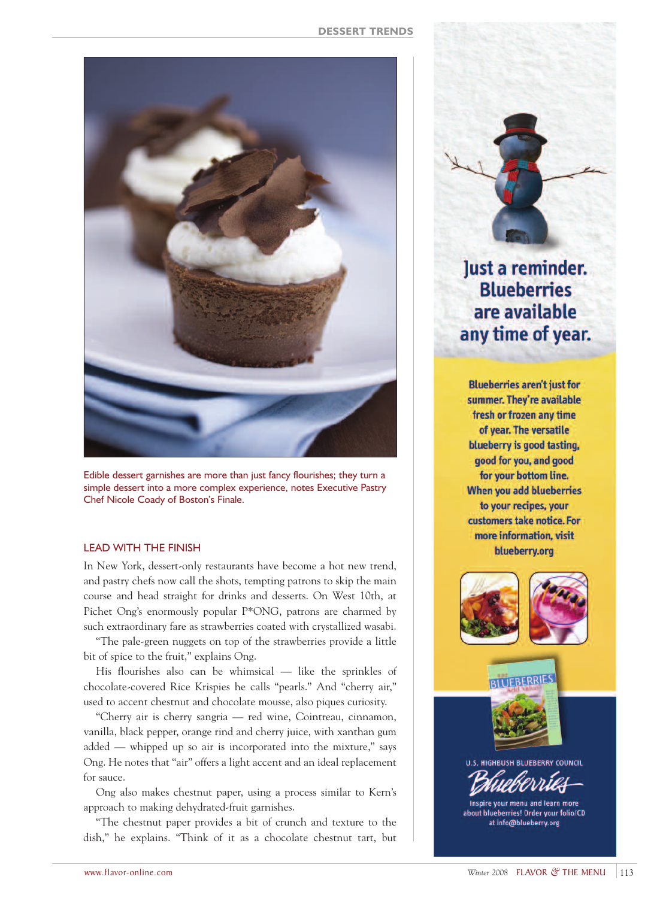Edible dessert garnishes are more than just fancy flourishes; they turn a simple dessert into a more complex experience, notes Executive Pastry Chef Nicole Coady of Boston's Finale.

## LEAD WITH THE FINISH

In New York, dessert-only restaurants have become a hot new trend, and pastry chefs now call the shots, tempting patrons to skip the main course and head straight for drinks and desserts. On West 10th, at Pichet Ong's enormously popular P*ONG, patrons are charmed by such extraordinary fare as strawberries coated with crystallized wasabi.

"The pale-green nuggets on top of the strawberries provide a little bit of spice to the fruit," explains Ong.

His flourishes also can be whimsical — like the sprinkles of chocolate-covered Rice Krispies he calls "pearls." And "cherry air," used to accent chestnut and chocolate mousse, also piques curiosity.

"Cherry air is cherry sangria — red wine, Cointreau, cinnamon, vanilla, black pepper, orange rind and cherry juice, with xanthan gum added — whipped up so air is incorporated into the mixture," says Ong. He notes that "air" offers a light accent and an ideal replacement for sauce.

Ong also makes chestnut paper, using a process similar to Kern's approach to making dehydrated-fruit garnishes.

"The chestnut paper provides a bit of crunch and texture to the dish," he explains. "Think of it as a chocolate chestnut tart, but

**Just a reminder. Blueberries are available any time of year.**

Blueberries aren't just for summer. They're available fresh or frozen any time of year. The versatile blueberry is good tasting, good for you, and good for your bottom line. When you add blueberries to your recipes, your customers take notice. For more information, visit blueberry.org

U.S. HIGHBUSH BLUEBERRY COUNCIL

Blueberries

Inspire your menu and learn more about blueberries! Order your folio/CD at info@blueberry.org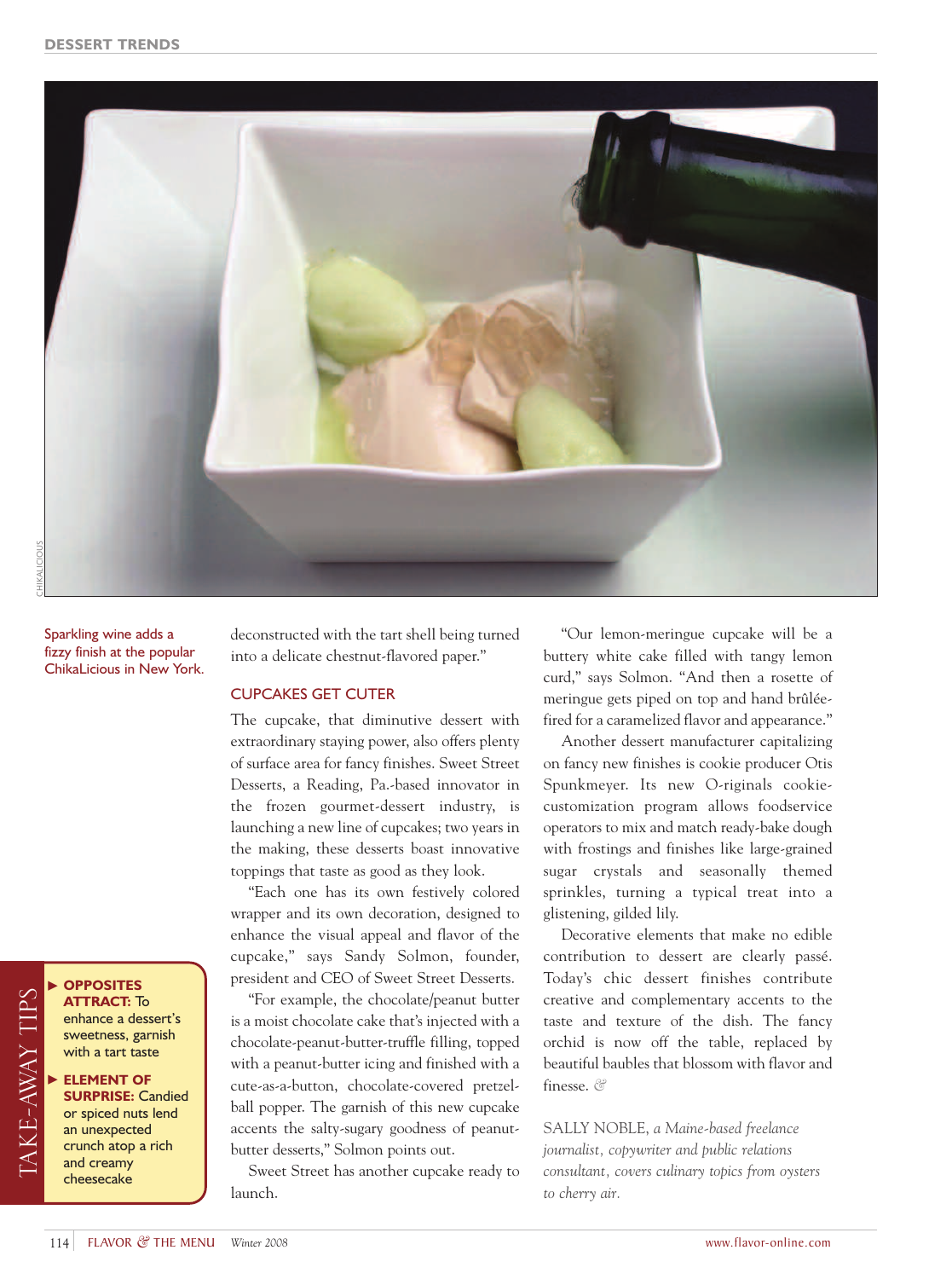Sparkling wine adds a fizzy finish at the popular ChikaLicious in New York.

deconstructed with the tart shell being turned into a delicate chestnut-flavored paper."

## CUPCAKES GET CUTER

The cupcake, that diminutive dessert with extraordinary staying power, also offers plenty of surface area for fancy finishes. Sweet Street Desserts, a Reading, Pa.-based innovator in the frozen gourmet-dessert industry, is launching a new line of cupcakes; two years in the making, these desserts boast innovative toppings that taste as good as they look.

"Each one has its own festively colored wrapper and its own decoration, designed to enhance the visual appeal and flavor of the cupcake," says Sandy Solmon, founder, president and CEO of Sweet Street Desserts.

"For example, the chocolate/peanut butter is a moist chocolate cake that's injected with a chocolate-peanut-butter-truffle filling, topped with a peanut-butter icing and finished with a cute-as-a-button, chocolate-covered pretzel-ball popper. The garnish of this new cupcake accents the salty-sugary goodness of peanut-butter desserts," Solmon points out.

Sweet Street has another cupcake ready to launch.

"Our lemon-meringue cupcake will be a buttery white cake filled with tangy lemon curd," says Solmon. "And then a rosette of meringue gets piped on top and hand brûlée-fired for a caramelized flavor and appearance."

Another dessert manufacturer capitalizing on fancy new finishes is cookie producer Otis Spunkmeyer. Its new O-riginals cookie-customization program allows foodservice operators to mix and match ready-bake dough with frostings and finishes like large-grained sugar crystals and seasonally themed sprinkles, turning a typical treat into a glistening, gilded lily.

Decorative elements that make no edible contribution to dessert are clearly passé. Today's chic dessert finishes contribute creative and complementary accents to the taste and texture of the dish. The fancy orchid is now off the table, replaced by beautiful baubles that blossom with flavor and finesse.

SALLY NOBLE, *a Maine-based freelance journalist, copywriter and public relations consultant, covers culinary topics from oysters to cherry air.*

### TAKE-AWAY TIPS

- **OPPOSITES ATTRACT:** To enhance a dessert's sweetness, garnish with a tart taste
- **ELEMENT OF SURPRISE:** Candied or spiced nuts lend an unexpected crunch atop a rich and creamy cheesecake